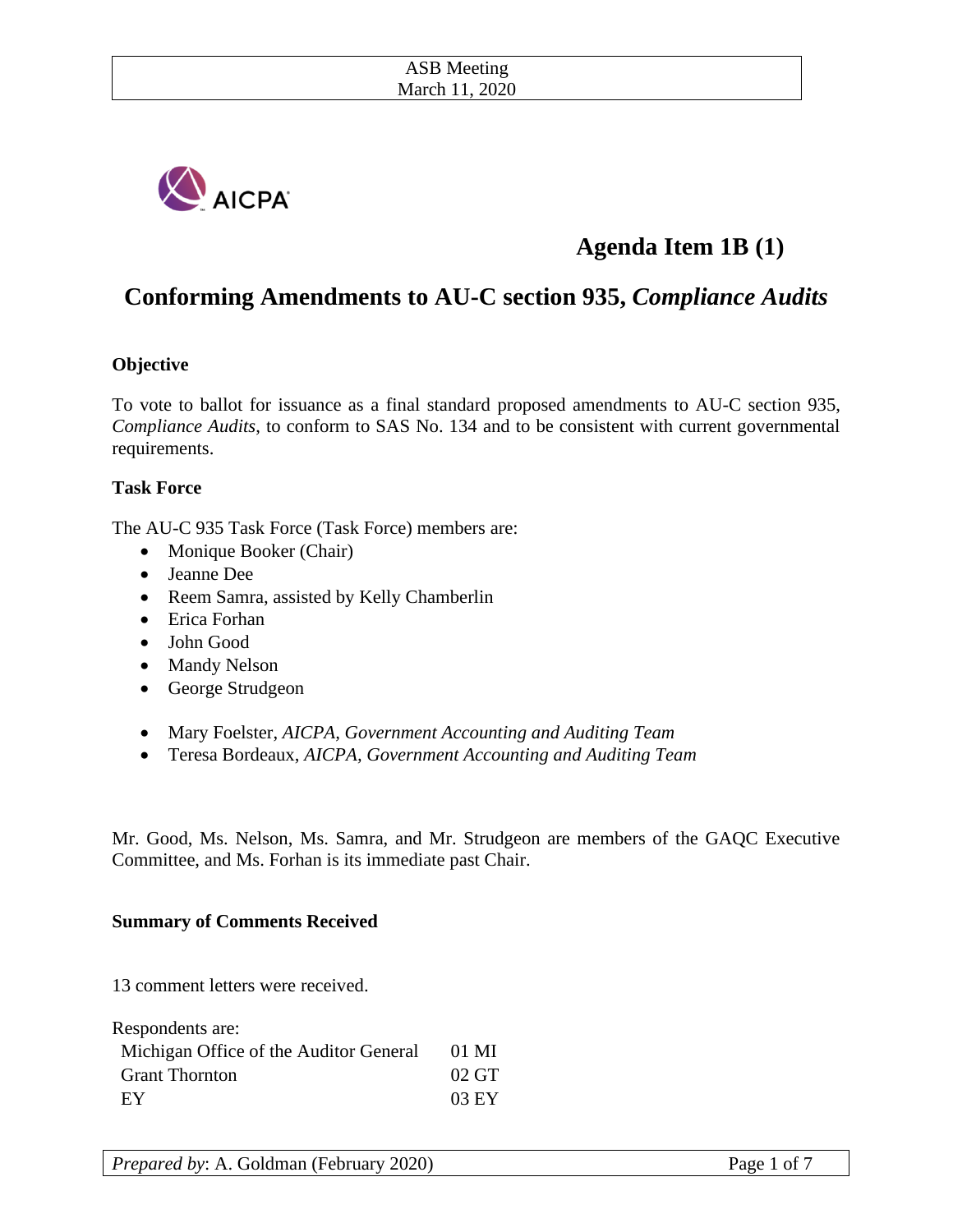ASB Meeting
March 11, 2020

AICPA

# Agenda Item 1B (1)

## Conforming Amendments to AU-C section 935, *Compliance Audits*

**Objective**

To vote to ballot for issuance as a final standard proposed amendments to AU-C section 935, *Compliance Audits*, to conform to SAS No. 134 and to be consistent with current governmental requirements.

**Task Force**

The AU-C 935 Task Force (Task Force) members are:

- Monique Booker (Chair)
- Jeanne Dee
- Reem Samra, assisted by Kelly Chamberlin
- Erica Forhan
- John Good
- Mandy Nelson
- George Strudgeon

- Mary Foelster, *AICPA, Government Accounting and Auditing Team*
- Teresa Bordeaux, *AICPA, Government Accounting and Auditing Team*

Mr. Good, Ms. Nelson, Ms. Samra, and Mr. Strudgeon are members of the GAQC Executive Committee, and Ms. Forhan is its immediate past Chair.

**Summary of Comments Received**

13 comment letters were received.

Respondents are:

| | |
|---|---|
| Michigan Office of the Auditor General | 01 MI |
| Grant Thornton | 02 GT |
| EY | 03 EY |

*Prepared by*: A. Goldman (February 2020)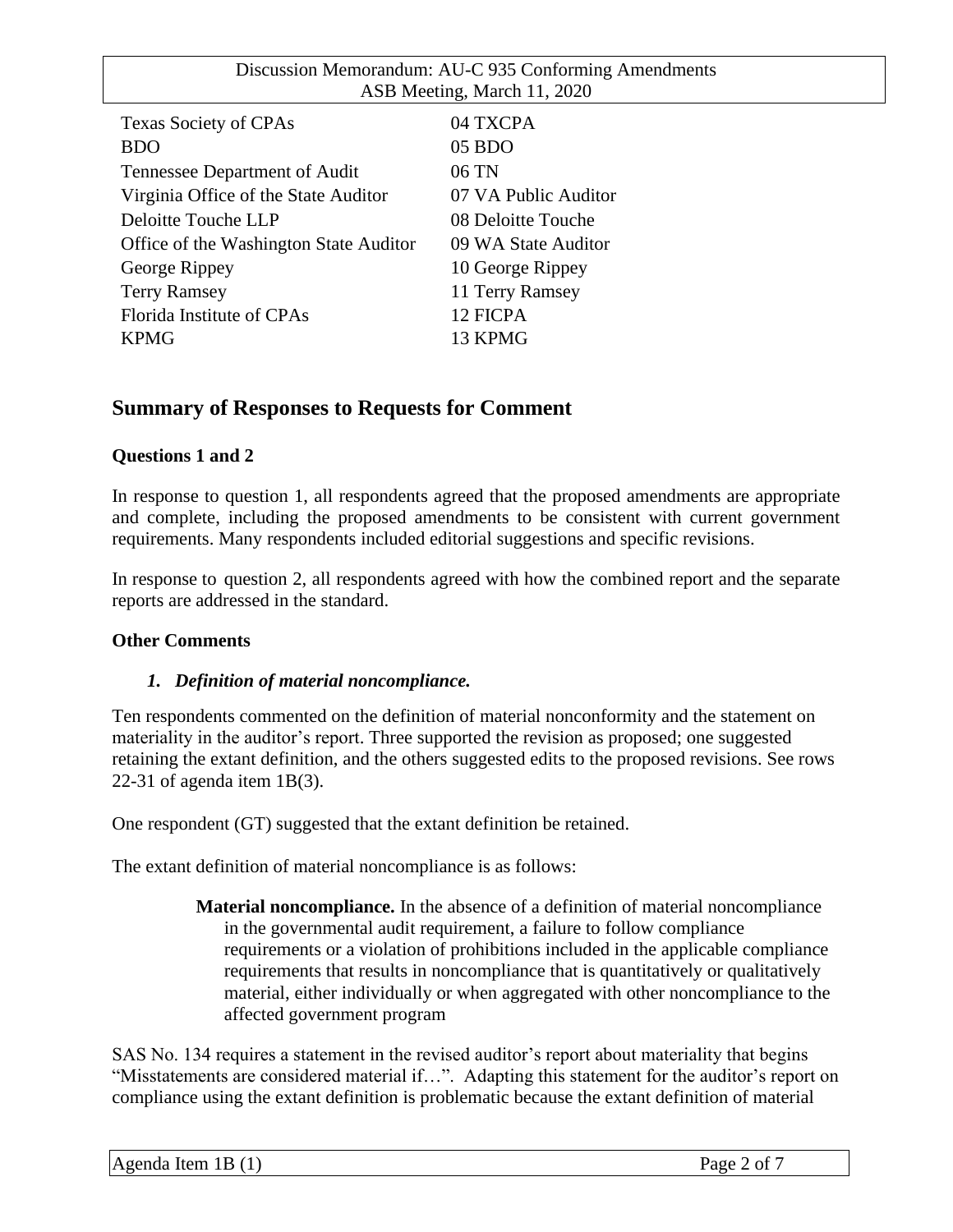| | |
|---|---|
| Texas Society of CPAs | 04 TXCPA |
| BDO | 05 BDO |
| Tennessee Department of Audit | 06 TN |
| Virginia Office of the State Auditor | 07 VA Public Auditor |
| Deloitte Touche LLP | 08 Deloitte Touche |
| Office of the Washington State Auditor | 09 WA State Auditor |
| George Rippey | 10 George Rippey |
| Terry Ramsey | 11 Terry Ramsey |
| Florida Institute of CPAs | 12 FICPA |
| KPMG | 13 KPMG |

## Summary of Responses to Requests for Comment

**Questions 1 and 2**

In response to question 1, all respondents agreed that the proposed amendments are appropriate and complete, including the proposed amendments to be consistent with current government requirements. Many respondents included editorial suggestions and specific revisions.

In response to question 2, all respondents agreed with how the combined report and the separate reports are addressed in the standard.

**Other Comments**

1. ***Definition of material noncompliance.***

Ten respondents commented on the definition of material nonconformity and the statement on materiality in the auditor's report. Three supported the revision as proposed; one suggested retaining the extant definition, and the others suggested edits to the proposed revisions. See rows 22-31 of agenda item 1B(3).

One respondent (GT) suggested that the extant definition be retained.

The extant definition of material noncompliance is as follows:

> **Material noncompliance.** In the absence of a definition of material noncompliance in the governmental audit requirement, a failure to follow compliance requirements or a violation of prohibitions included in the applicable compliance requirements that results in noncompliance that is quantitatively or qualitatively material, either individually or when aggregated with other noncompliance to the affected government program

SAS No. 134 requires a statement in the revised auditor's report about materiality that begins "Misstatements are considered material if…". Adapting this statement for the auditor's report on compliance using the extant definition is problematic because the extant definition of material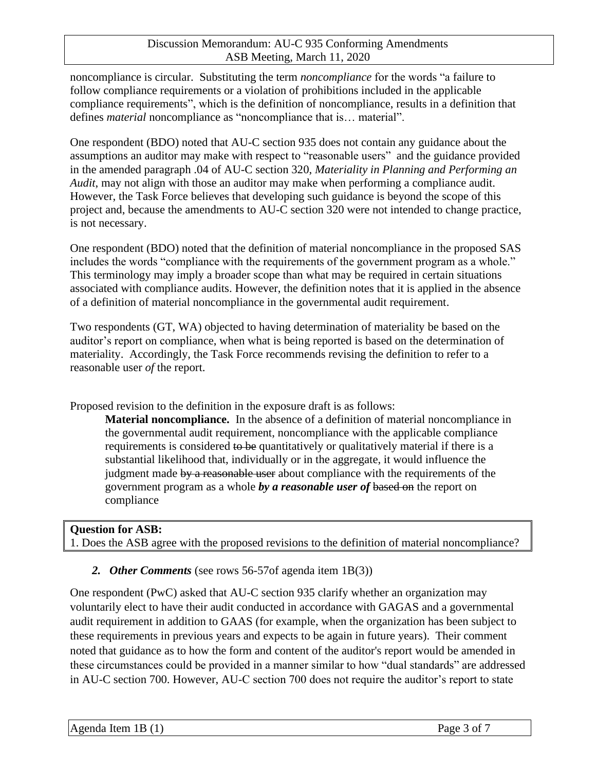noncompliance is circular. Substituting the term *noncompliance* for the words "a failure to follow compliance requirements or a violation of prohibitions included in the applicable compliance requirements", which is the definition of noncompliance, results in a definition that defines *material* noncompliance as "noncompliance that is… material".

One respondent (BDO) noted that AU-C section 935 does not contain any guidance about the assumptions an auditor may make with respect to "reasonable users" and the guidance provided in the amended paragraph .04 of AU-C section 320, *Materiality in Planning and Performing an Audit*, may not align with those an auditor may make when performing a compliance audit. However, the Task Force believes that developing such guidance is beyond the scope of this project and, because the amendments to AU-C section 320 were not intended to change practice, is not necessary.

One respondent (BDO) noted that the definition of material noncompliance in the proposed SAS includes the words "compliance with the requirements of the government program as a whole." This terminology may imply a broader scope than what may be required in certain situations associated with compliance audits. However, the definition notes that it is applied in the absence of a definition of material noncompliance in the governmental audit requirement.

Two respondents (GT, WA) objected to having determination of materiality be based on the auditor's report on compliance, when what is being reported is based on the determination of materiality. Accordingly, the Task Force recommends revising the definition to refer to a reasonable user *of* the report.

Proposed revision to the definition in the exposure draft is as follows:

> **Material noncompliance.** In the absence of a definition of material noncompliance in the governmental audit requirement, noncompliance with the applicable compliance requirements is considered ~~to be~~ quantitatively or qualitatively material if there is a substantial likelihood that, individually or in the aggregate, it would influence the judgment made ~~by a reasonable user~~ about compliance with the requirements of the government program as a whole ***by a reasonable user of*** ~~based on~~ the report on compliance

**Question for ASB:**
1. Does the ASB agree with the proposed revisions to the definition of material noncompliance?

### 2. *Other Comments* (see rows 56-57of agenda item 1B(3))

One respondent (PwC) asked that AU-C section 935 clarify whether an organization may voluntarily elect to have their audit conducted in accordance with GAGAS and a governmental audit requirement in addition to GAAS (for example, when the organization has been subject to these requirements in previous years and expects to be again in future years). Their comment noted that guidance as to how the form and content of the auditor's report would be amended in these circumstances could be provided in a manner similar to how "dual standards" are addressed in AU-C section 700. However, AU-C section 700 does not require the auditor's report to state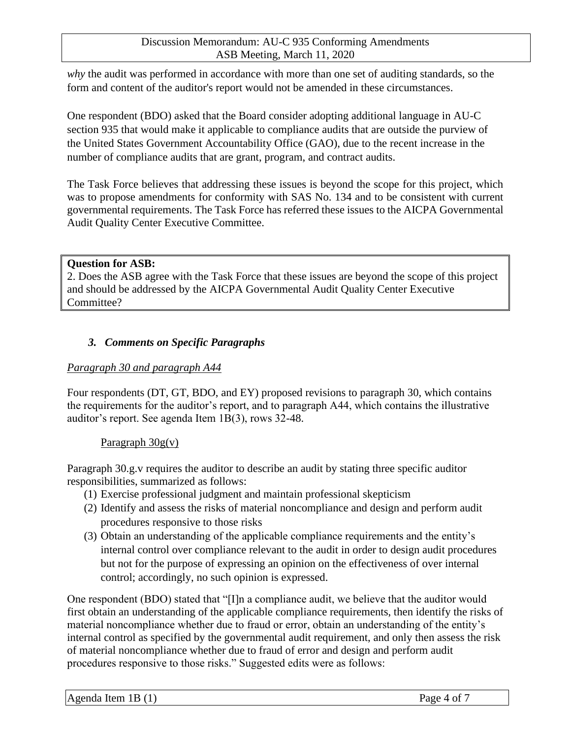*why* the audit was performed in accordance with more than one set of auditing standards, so the form and content of the auditor's report would not be amended in these circumstances.

One respondent (BDO) asked that the Board consider adopting additional language in AU-C section 935 that would make it applicable to compliance audits that are outside the purview of the United States Government Accountability Office (GAO), due to the recent increase in the number of compliance audits that are grant, program, and contract audits.

The Task Force believes that addressing these issues is beyond the scope for this project, which was to propose amendments for conformity with SAS No. 134 and to be consistent with current governmental requirements. The Task Force has referred these issues to the AICPA Governmental Audit Quality Center Executive Committee.

**Question for ASB:**
2. Does the ASB agree with the Task Force that these issues are beyond the scope of this project and should be addressed by the AICPA Governmental Audit Quality Center Executive Committee?

### *3. Comments on Specific Paragraphs*

<u>Paragraph 30 and paragraph A44</u>

Four respondents (DT, GT, BDO, and EY) proposed revisions to paragraph 30, which contains the requirements for the auditor's report, and to paragraph A44, which contains the illustrative auditor's report. See agenda Item 1B(3), rows 32-48.

<u>Paragraph 30g(v)</u>

Paragraph 30.g.v requires the auditor to describe an audit by stating three specific auditor responsibilities, summarized as follows:

1. Exercise professional judgment and maintain professional skepticism
2. Identify and assess the risks of material noncompliance and design and perform audit procedures responsive to those risks
3. Obtain an understanding of the applicable compliance requirements and the entity's internal control over compliance relevant to the audit in order to design audit procedures but not for the purpose of expressing an opinion on the effectiveness of over internal control; accordingly, no such opinion is expressed.

One respondent (BDO) stated that "[I]n a compliance audit, we believe that the auditor would first obtain an understanding of the applicable compliance requirements, then identify the risks of material noncompliance whether due to fraud or error, obtain an understanding of the entity's internal control as specified by the governmental audit requirement, and only then assess the risk of material noncompliance whether due to fraud of error and design and perform audit procedures responsive to those risks." Suggested edits were as follows: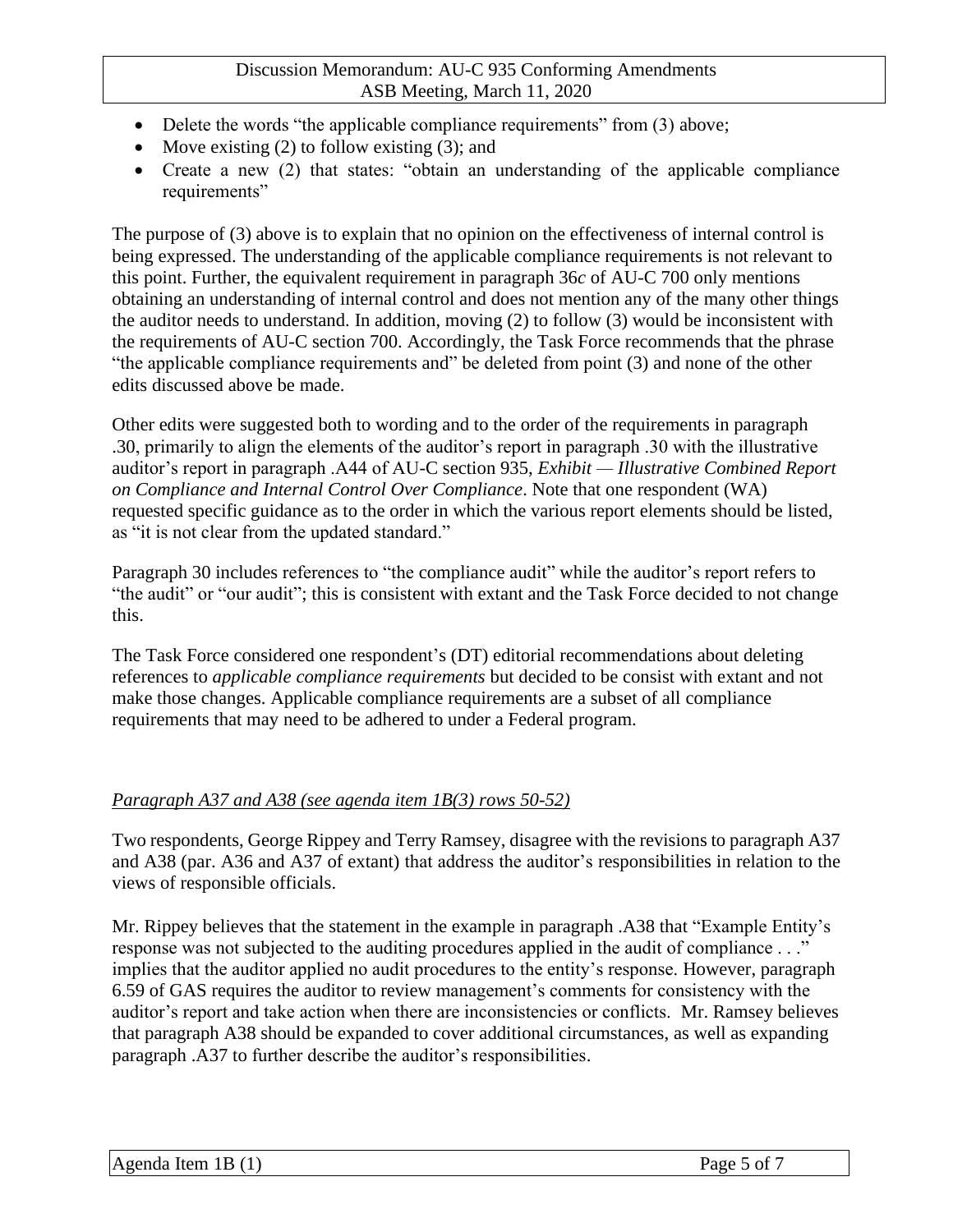- Delete the words "the applicable compliance requirements" from (3) above;
- Move existing (2) to follow existing (3); and
- Create a new (2) that states: "obtain an understanding of the applicable compliance requirements"

The purpose of (3) above is to explain that no opinion on the effectiveness of internal control is being expressed. The understanding of the applicable compliance requirements is not relevant to this point. Further, the equivalent requirement in paragraph 36*c* of AU-C 700 only mentions obtaining an understanding of internal control and does not mention any of the many other things the auditor needs to understand. In addition, moving (2) to follow (3) would be inconsistent with the requirements of AU-C section 700. Accordingly, the Task Force recommends that the phrase "the applicable compliance requirements and" be deleted from point (3) and none of the other edits discussed above be made.

Other edits were suggested both to wording and to the order of the requirements in paragraph .30, primarily to align the elements of the auditor's report in paragraph .30 with the illustrative auditor's report in paragraph .A44 of AU-C section 935, *Exhibit — Illustrative Combined Report on Compliance and Internal Control Over Compliance*. Note that one respondent (WA) requested specific guidance as to the order in which the various report elements should be listed, as "it is not clear from the updated standard."

Paragraph 30 includes references to "the compliance audit" while the auditor's report refers to "the audit" or "our audit"; this is consistent with extant and the Task Force decided to not change this.

The Task Force considered one respondent's (DT) editorial recommendations about deleting references to *applicable compliance requirements* but decided to be consist with extant and not make those changes. Applicable compliance requirements are a subset of all compliance requirements that may need to be adhered to under a Federal program.

### *Paragraph A37 and A38 (see agenda item 1B(3) rows 50-52)*

Two respondents, George Rippey and Terry Ramsey, disagree with the revisions to paragraph A37 and A38 (par. A36 and A37 of extant) that address the auditor's responsibilities in relation to the views of responsible officials.

Mr. Rippey believes that the statement in the example in paragraph .A38 that "Example Entity's response was not subjected to the auditing procedures applied in the audit of compliance . . ." implies that the auditor applied no audit procedures to the entity's response. However, paragraph 6.59 of GAS requires the auditor to review management's comments for consistency with the auditor's report and take action when there are inconsistencies or conflicts. Mr. Ramsey believes that paragraph A38 should be expanded to cover additional circumstances, as well as expanding paragraph .A37 to further describe the auditor's responsibilities.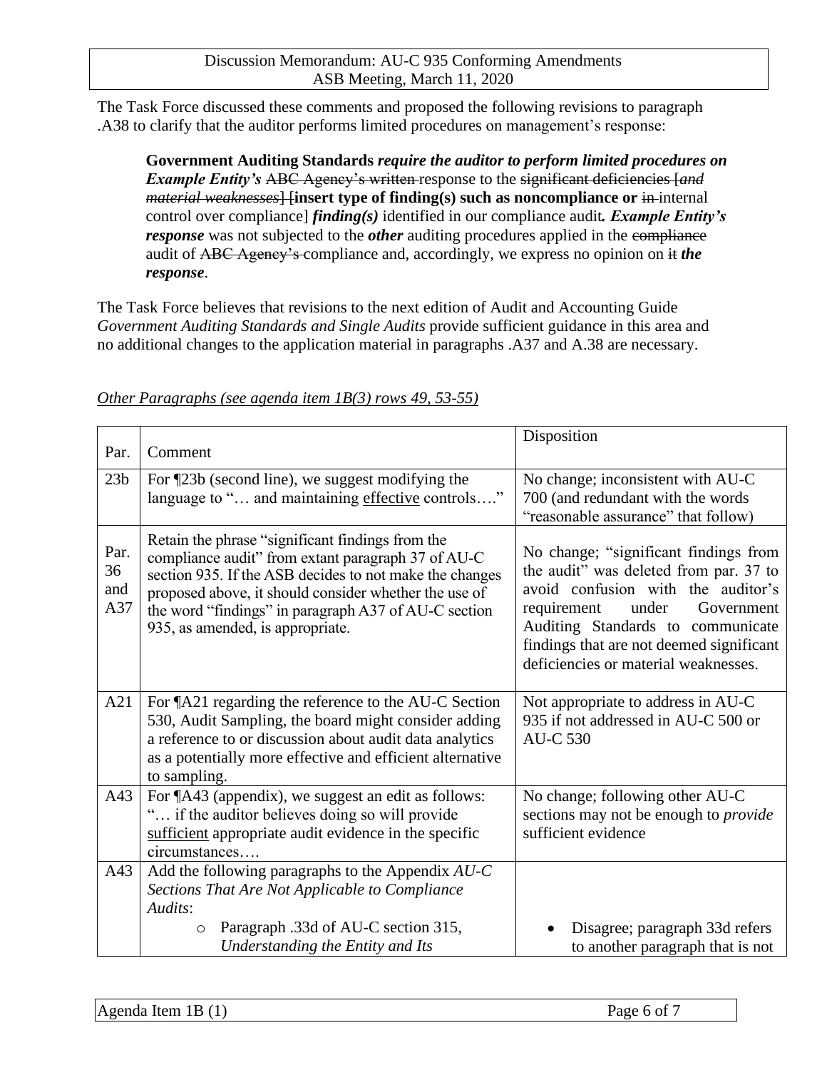The Task Force discussed these comments and proposed the following revisions to paragraph .A38 to clarify that the auditor performs limited procedures on management's response:

> **Government Auditing Standards** ***require the auditor to perform limited procedures on Example Entity's*** ~~ABC Agency's written~~ response to the ~~significant deficiencies [*and material weaknesses*]~~ [**insert type of finding(s) such as noncompliance or** ~~in~~ internal control over compliance] ***finding(s)*** identified in our compliance audit***. Example Entity's response*** was not subjected to the ***other*** auditing procedures applied in the ~~compliance~~ audit of ~~ABC Agency's~~ compliance and, accordingly, we express no opinion on ~~it~~ ***the response***.

The Task Force believes that revisions to the next edition of Audit and Accounting Guide *Government Auditing Standards and Single Audits* provide sufficient guidance in this area and no additional changes to the application material in paragraphs .A37 and A.38 are necessary.

*Other Paragraphs (see agenda item 1B(3) rows 49, 53-55)*

| Par. | Comment | Disposition |
|---|---|---|
| 23b | For ¶23b (second line), we suggest modifying the language to "… and maintaining effective controls…." | No change; inconsistent with AU-C 700 (and redundant with the words "reasonable assurance" that follow) |
| Par. 36 and A37 | Retain the phrase "significant findings from the compliance audit" from extant paragraph 37 of AU-C section 935. If the ASB decides to not make the changes proposed above, it should consider whether the use of the word "findings" in paragraph A37 of AU-C section 935, as amended, is appropriate. | No change; "significant findings from the audit" was deleted from par. 37 to avoid confusion with the auditor's requirement under Government Auditing Standards to communicate findings that are not deemed significant deficiencies or material weaknesses. |
| A21 | For ¶A21 regarding the reference to the AU-C Section 530, Audit Sampling, the board might consider adding a reference to or discussion about audit data analytics as a potentially more effective and efficient alternative to sampling. | Not appropriate to address in AU-C 935 if not addressed in AU-C 500 or AU-C 530 |
| A43 | For ¶A43 (appendix), we suggest an edit as follows: "… if the auditor believes doing so will provide sufficient appropriate audit evidence in the specific circumstances…. | No change; following other AU-C sections may not be enough to *provide* sufficient evidence |
| A43 | Add the following paragraphs to the Appendix *AU-C Sections That Are Not Applicable to Compliance Audits*:<br>○ Paragraph .33d of AU-C section 315, *Understanding the Entity and Its* | • Disagree; paragraph 33d refers to another paragraph that is not |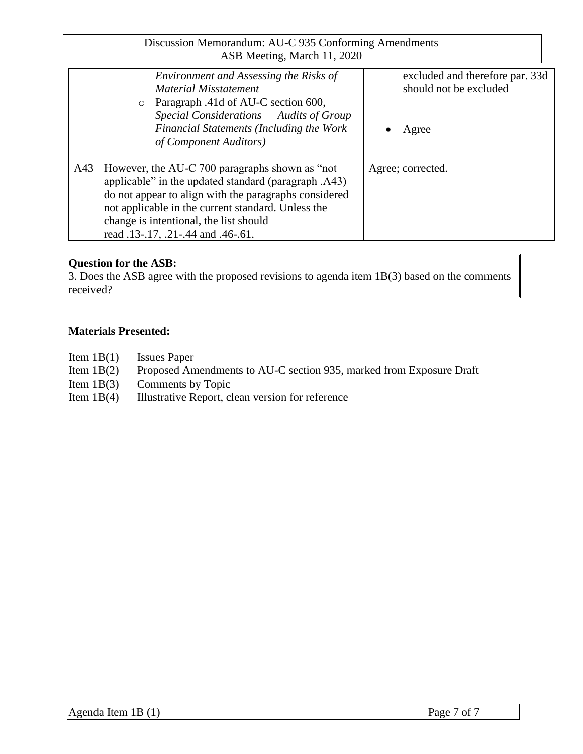| | | |
|---|---|---|
| | *Environment and Assessing the Risks of Material Misstatement*<br>○ Paragraph .41d of AU-C section 600, *Special Considerations — Audits of Group Financial Statements (Including the Work of Component Auditors)* | excluded and therefore par. 33d should not be excluded<br><br>• Agree |
| A43 | However, the AU-C 700 paragraphs shown as "not applicable" in the updated standard (paragraph .A43) do not appear to align with the paragraphs considered not applicable in the current standard. Unless the change is intentional, the list should read .13-.17, .21-.44 and .46-.61. | Agree; corrected. |

**Question for the ASB:**
3. Does the ASB agree with the proposed revisions to agenda item 1B(3) based on the comments received?

**Materials Presented:**

Item 1B(1) Issues Paper
Item 1B(2) Proposed Amendments to AU-C section 935, marked from Exposure Draft
Item 1B(3) Comments by Topic
Item 1B(4) Illustrative Report, clean version for reference